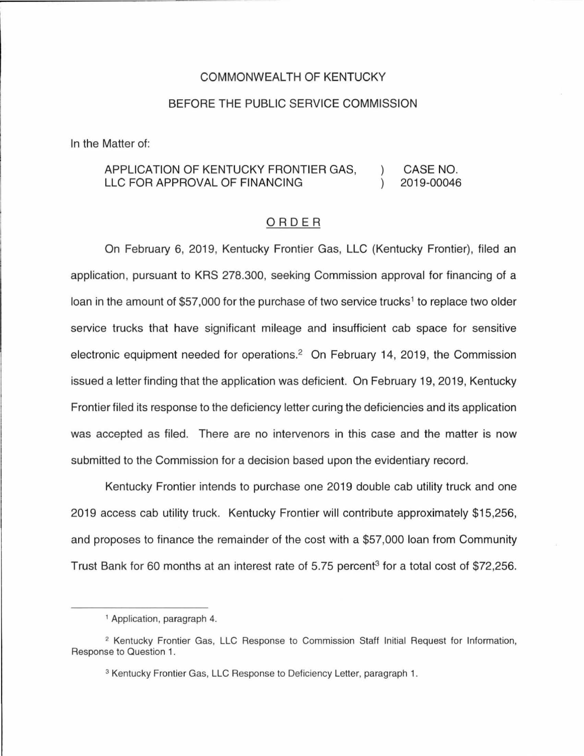COMMONWEALTH OF KENTUCKY

BEFORE THE PUBLIC SERVICE COMMISSION

In the Matter of:

| | | |
|---|---|---|
| APPLICATION OF KENTUCKY FRONTIER GAS, LLC FOR APPROVAL OF FINANCING | ) ) | CASE NO. 2019-00046 |

## ORDER

On February 6, 2019, Kentucky Frontier Gas, LLC (Kentucky Frontier), filed an application, pursuant to KRS 278.300, seeking Commission approval for financing of a loan in the amount of $57,000 for the purchase of two service trucks[1] to replace two older service trucks that have significant mileage and insufficient cab space for sensitive electronic equipment needed for operations.[2] On February 14, 2019, the Commission issued a letter finding that the application was deficient. On February 19, 2019, Kentucky Frontier filed its response to the deficiency letter curing the deficiencies and its application was accepted as filed. There are no intervenors in this case and the matter is now submitted to the Commission for a decision based upon the evidentiary record.

Kentucky Frontier intends to purchase one 2019 double cab utility truck and one 2019 access cab utility truck. Kentucky Frontier will contribute approximately $15,256, and proposes to finance the remainder of the cost with a $57,000 loan from Community Trust Bank for 60 months at an interest rate of 5.75 percent[3] for a total cost of $72,256.

---

[1] Application, paragraph 4.

[2] Kentucky Frontier Gas, LLC Response to Commission Staff Initial Request for Information, Response to Question 1.

[3] Kentucky Frontier Gas, LLC Response to Deficiency Letter, paragraph 1.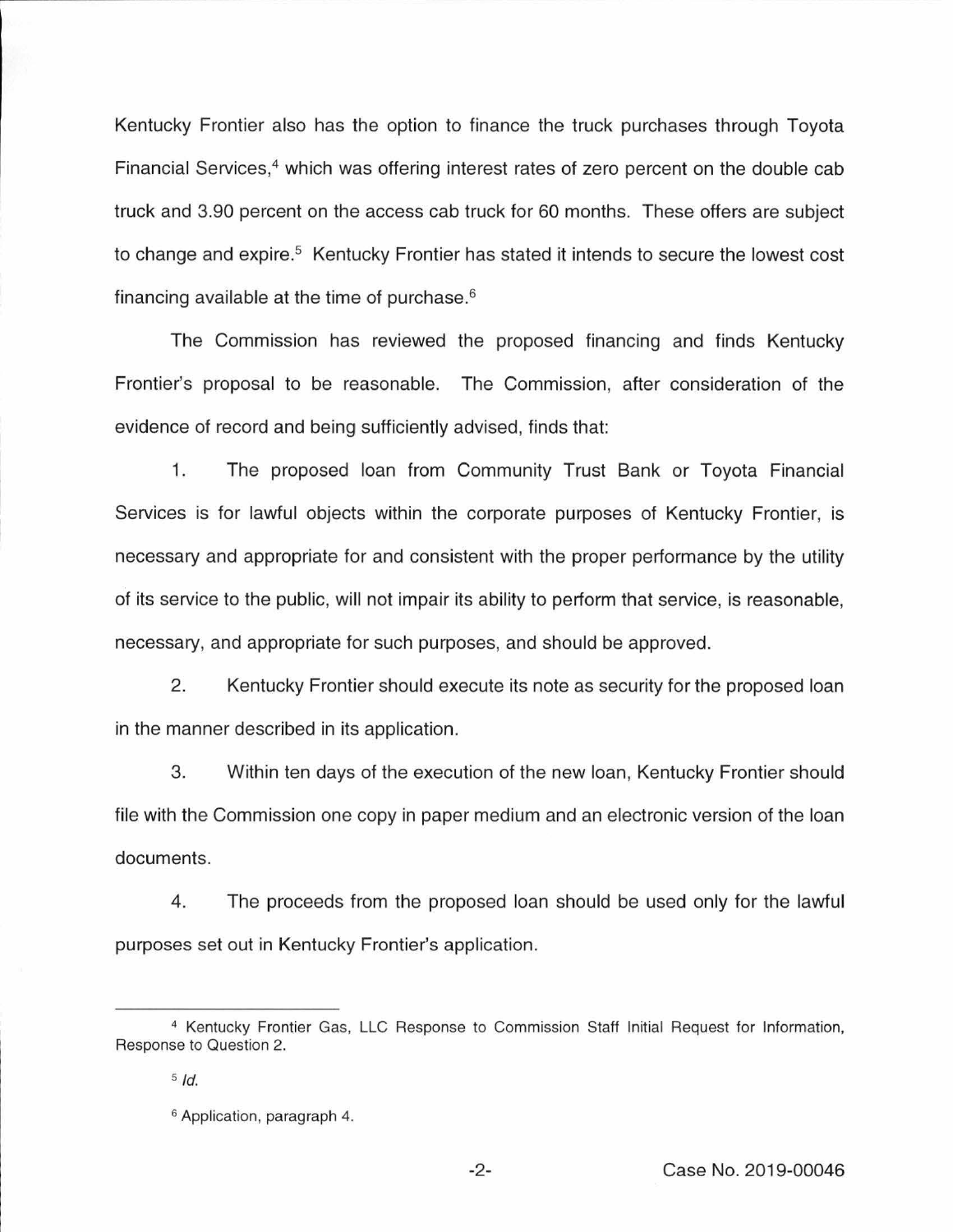Kentucky Frontier also has the option to finance the truck purchases through Toyota Financial Services,[4] which was offering interest rates of zero percent on the double cab truck and 3.90 percent on the access cab truck for 60 months. These offers are subject to change and expire.[5] Kentucky Frontier has stated it intends to secure the lowest cost financing available at the time of purchase.[6]

The Commission has reviewed the proposed financing and finds Kentucky Frontier's proposal to be reasonable. The Commission, after consideration of the evidence of record and being sufficiently advised, finds that:

1. The proposed loan from Community Trust Bank or Toyota Financial Services is for lawful objects within the corporate purposes of Kentucky Frontier, is necessary and appropriate for and consistent with the proper performance by the utility of its service to the public, will not impair its ability to perform that service, is reasonable, necessary, and appropriate for such purposes, and should be approved.

2. Kentucky Frontier should execute its note as security for the proposed loan in the manner described in its application.

3. Within ten days of the execution of the new loan, Kentucky Frontier should file with the Commission one copy in paper medium and an electronic version of the loan documents.

4. The proceeds from the proposed loan should be used only for the lawful purposes set out in Kentucky Frontier's application.

---

[4] Kentucky Frontier Gas, LLC Response to Commission Staff Initial Request for Information, Response to Question 2.

[5] *Id.*

[6] Application, paragraph 4.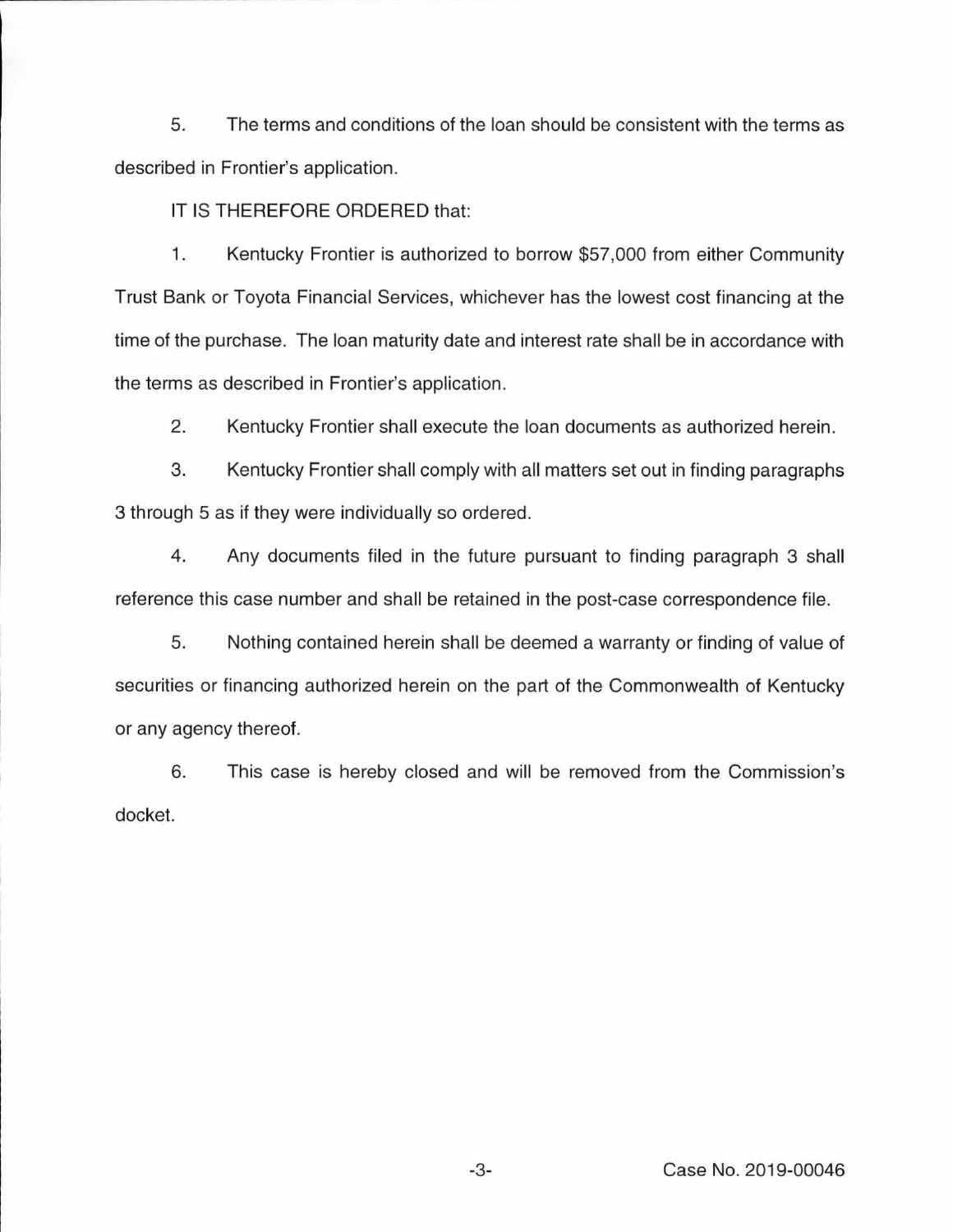5. The terms and conditions of the loan should be consistent with the terms as described in Frontier's application.

IT IS THEREFORE ORDERED that:

1. Kentucky Frontier is authorized to borrow $57,000 from either Community Trust Bank or Toyota Financial Services, whichever has the lowest cost financing at the time of the purchase. The loan maturity date and interest rate shall be in accordance with the terms as described in Frontier's application.

2. Kentucky Frontier shall execute the loan documents as authorized herein.

3. Kentucky Frontier shall comply with all matters set out in finding paragraphs 3 through 5 as if they were individually so ordered.

4. Any documents filed in the future pursuant to finding paragraph 3 shall reference this case number and shall be retained in the post-case correspondence file.

5. Nothing contained herein shall be deemed a warranty or finding of value of securities or financing authorized herein on the part of the Commonwealth of Kentucky or any agency thereof.

6. This case is hereby closed and will be removed from the Commission's docket.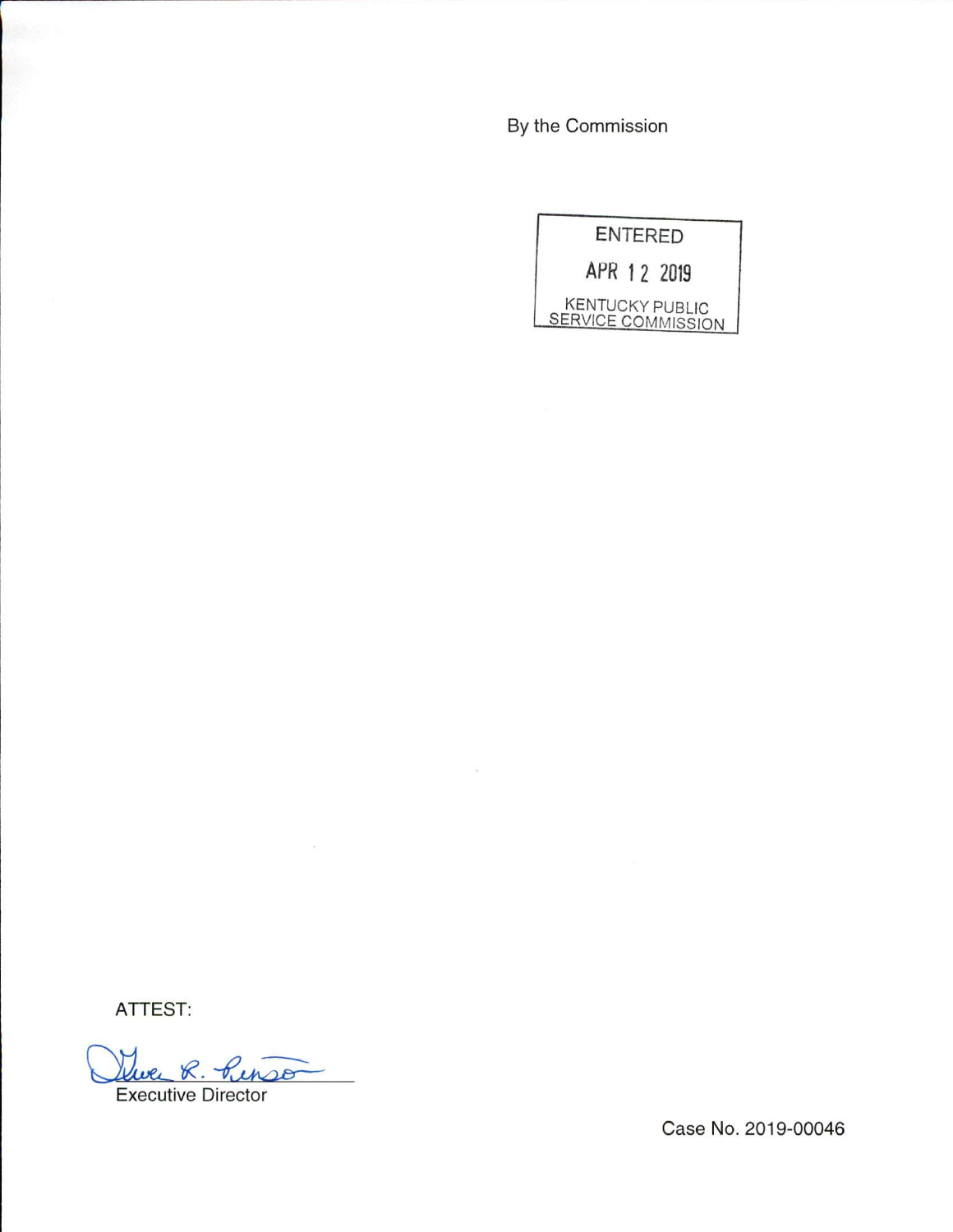By the Commission

ENTERED

APR 12 2019

KENTUCKY PUBLIC SERVICE COMMISSION

ATTEST:

Gwen R. Pinson

Executive Director

Case No. 2019-00046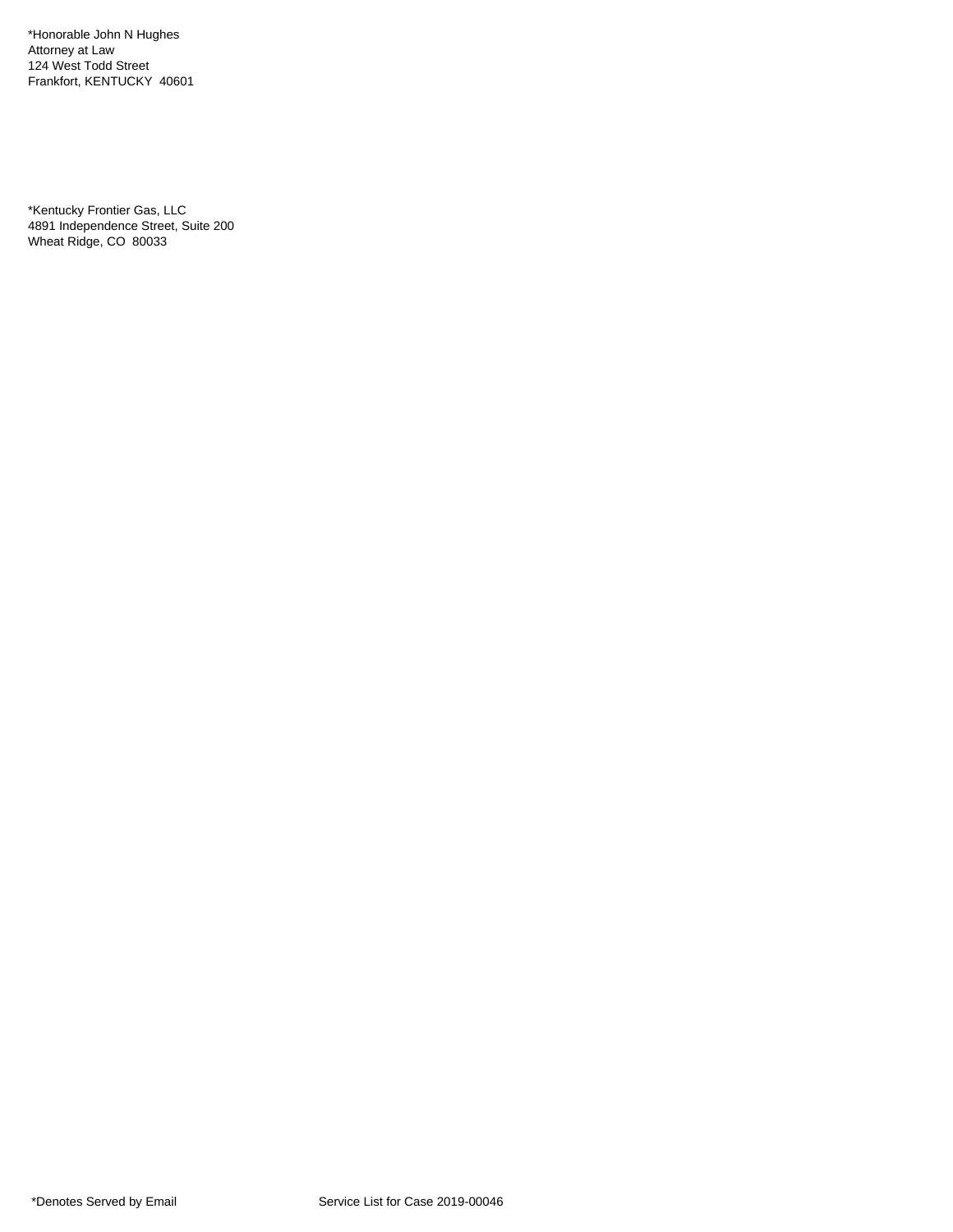*Honorable John N Hughes
Attorney at Law
124 West Todd Street
Frankfort, KENTUCKY 40601

*Kentucky Frontier Gas, LLC
4891 Independence Street, Suite 200
Wheat Ridge, CO 80033

*Denotes Served by Email

Service List for Case 2019-00046